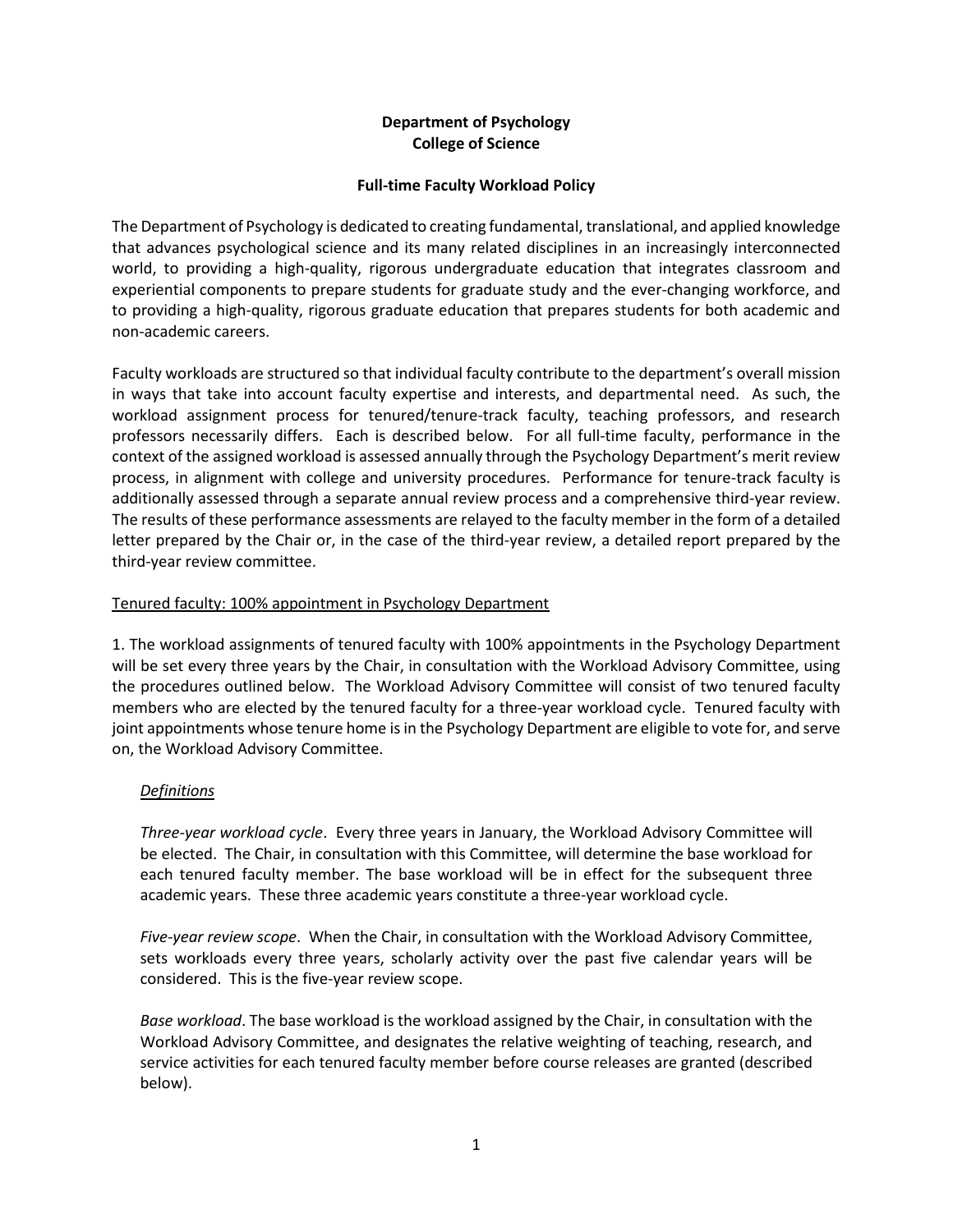**Department of Psychology**
**College of Science**

**Full-time Faculty Workload Policy**

The Department of Psychology is dedicated to creating fundamental, translational, and applied knowledge that advances psychological science and its many related disciplines in an increasingly interconnected world, to providing a high-quality, rigorous undergraduate education that integrates classroom and experiential components to prepare students for graduate study and the ever-changing workforce, and to providing a high-quality, rigorous graduate education that prepares students for both academic and non-academic careers.

Faculty workloads are structured so that individual faculty contribute to the department's overall mission in ways that take into account faculty expertise and interests, and departmental need. As such, the workload assignment process for tenured/tenure-track faculty, teaching professors, and research professors necessarily differs. Each is described below. For all full-time faculty, performance in the context of the assigned workload is assessed annually through the Psychology Department's merit review process, in alignment with college and university procedures. Performance for tenure-track faculty is additionally assessed through a separate annual review process and a comprehensive third-year review. The results of these performance assessments are relayed to the faculty member in the form of a detailed letter prepared by the Chair or, in the case of the third-year review, a detailed report prepared by the third-year review committee.

<u>Tenured faculty: 100% appointment in Psychology Department</u>

1. The workload assignments of tenured faculty with 100% appointments in the Psychology Department will be set every three years by the Chair, in consultation with the Workload Advisory Committee, using the procedures outlined below. The Workload Advisory Committee will consist of two tenured faculty members who are elected by the tenured faculty for a three-year workload cycle. Tenured faculty with joint appointments whose tenure home is in the Psychology Department are eligible to vote for, and serve on, the Workload Advisory Committee.

*<u>Definitions</u>*

*Three-year workload cycle*. Every three years in January, the Workload Advisory Committee will be elected. The Chair, in consultation with this Committee, will determine the base workload for each tenured faculty member. The base workload will be in effect for the subsequent three academic years. These three academic years constitute a three-year workload cycle.

*Five-year review scope*. When the Chair, in consultation with the Workload Advisory Committee, sets workloads every three years, scholarly activity over the past five calendar years will be considered. This is the five-year review scope.

*Base workload*. The base workload is the workload assigned by the Chair, in consultation with the Workload Advisory Committee, and designates the relative weighting of teaching, research, and service activities for each tenured faculty member before course releases are granted (described below).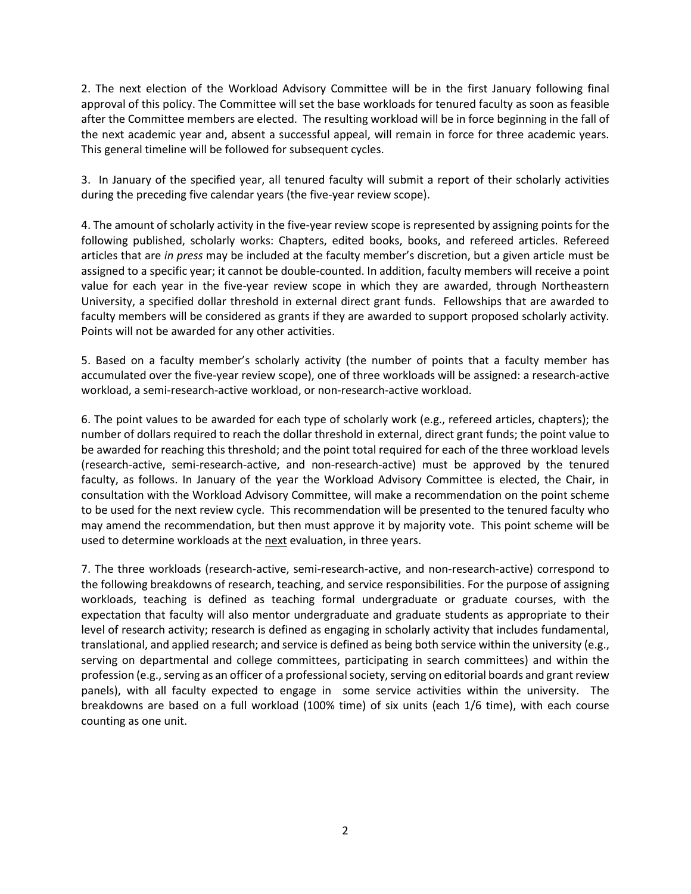2. The next election of the Workload Advisory Committee will be in the first January following final approval of this policy. The Committee will set the base workloads for tenured faculty as soon as feasible after the Committee members are elected. The resulting workload will be in force beginning in the fall of the next academic year and, absent a successful appeal, will remain in force for three academic years. This general timeline will be followed for subsequent cycles.

3. In January of the specified year, all tenured faculty will submit a report of their scholarly activities during the preceding five calendar years (the five-year review scope).

4. The amount of scholarly activity in the five-year review scope is represented by assigning points for the following published, scholarly works: Chapters, edited books, books, and refereed articles. Refereed articles that are *in press* may be included at the faculty member's discretion, but a given article must be assigned to a specific year; it cannot be double-counted. In addition, faculty members will receive a point value for each year in the five-year review scope in which they are awarded, through Northeastern University, a specified dollar threshold in external direct grant funds. Fellowships that are awarded to faculty members will be considered as grants if they are awarded to support proposed scholarly activity. Points will not be awarded for any other activities.

5. Based on a faculty member's scholarly activity (the number of points that a faculty member has accumulated over the five-year review scope), one of three workloads will be assigned: a research-active workload, a semi-research-active workload, or non-research-active workload.

6. The point values to be awarded for each type of scholarly work (e.g., refereed articles, chapters); the number of dollars required to reach the dollar threshold in external, direct grant funds; the point value to be awarded for reaching this threshold; and the point total required for each of the three workload levels (research-active, semi-research-active, and non-research-active) must be approved by the tenured faculty, as follows. In January of the year the Workload Advisory Committee is elected, the Chair, in consultation with the Workload Advisory Committee, will make a recommendation on the point scheme to be used for the next review cycle. This recommendation will be presented to the tenured faculty who may amend the recommendation, but then must approve it by majority vote. This point scheme will be used to determine workloads at the <u>next</u> evaluation, in three years.

7. The three workloads (research-active, semi-research-active, and non-research-active) correspond to the following breakdowns of research, teaching, and service responsibilities. For the purpose of assigning workloads, teaching is defined as teaching formal undergraduate or graduate courses, with the expectation that faculty will also mentor undergraduate and graduate students as appropriate to their level of research activity; research is defined as engaging in scholarly activity that includes fundamental, translational, and applied research; and service is defined as being both service within the university (e.g., serving on departmental and college committees, participating in search committees) and within the profession (e.g., serving as an officer of a professional society, serving on editorial boards and grant review panels), with all faculty expected to engage in some service activities within the university. The breakdowns are based on a full workload (100% time) of six units (each 1/6 time), with each course counting as one unit.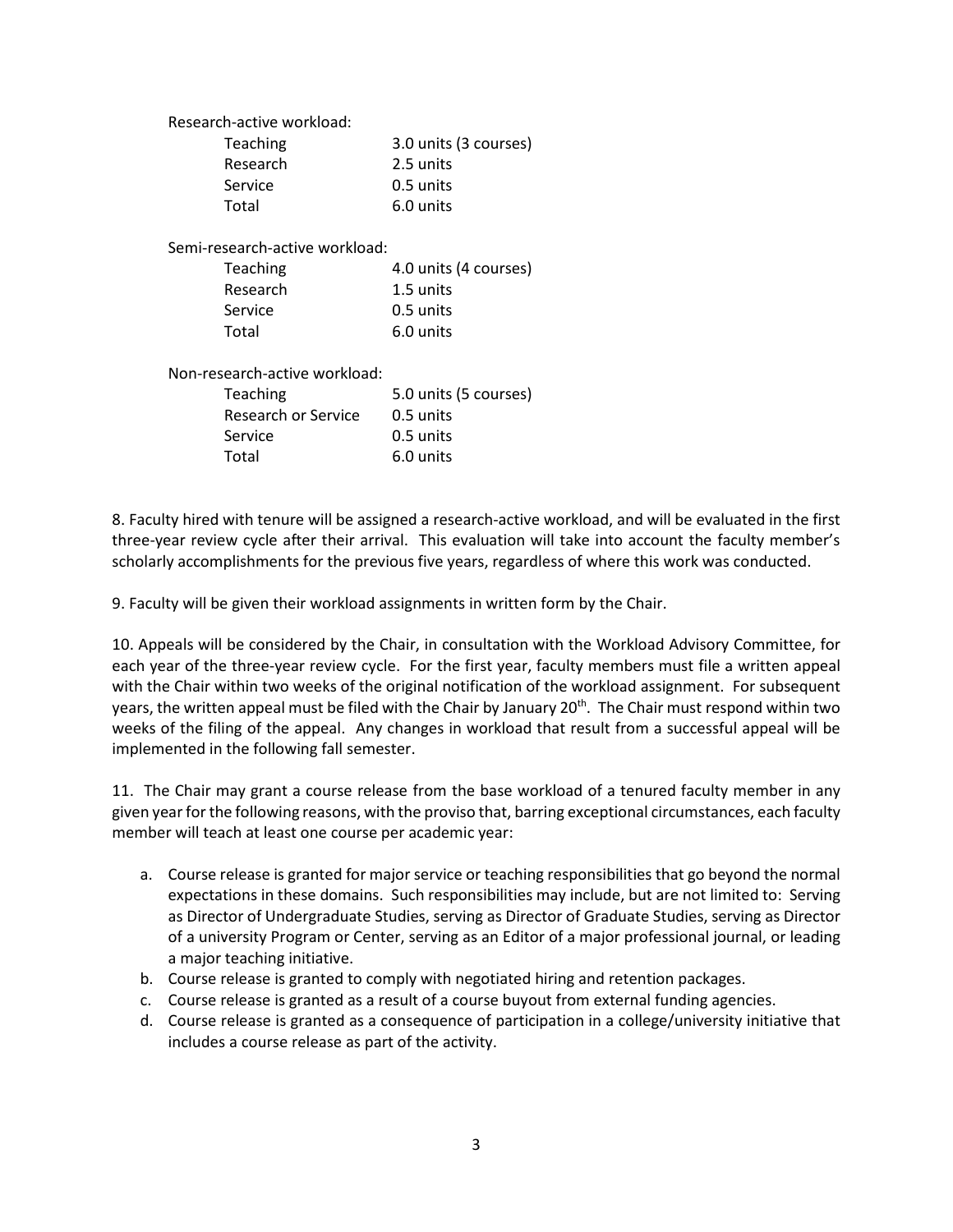Research-active workload:

| | |
|---|---|
| Teaching | 3.0 units (3 courses) |
| Research | 2.5 units |
| Service | 0.5 units |
| Total | 6.0 units |

Semi-research-active workload:

| | |
|---|---|
| Teaching | 4.0 units (4 courses) |
| Research | 1.5 units |
| Service | 0.5 units |
| Total | 6.0 units |

Non-research-active workload:

| | |
|---|---|
| Teaching | 5.0 units (5 courses) |
| Research or Service | 0.5 units |
| Service | 0.5 units |
| Total | 6.0 units |

8. Faculty hired with tenure will be assigned a research-active workload, and will be evaluated in the first three-year review cycle after their arrival. This evaluation will take into account the faculty member's scholarly accomplishments for the previous five years, regardless of where this work was conducted.

9. Faculty will be given their workload assignments in written form by the Chair.

10. Appeals will be considered by the Chair, in consultation with the Workload Advisory Committee, for each year of the three-year review cycle. For the first year, faculty members must file a written appeal with the Chair within two weeks of the original notification of the workload assignment. For subsequent years, the written appeal must be filed with the Chair by January 20th. The Chair must respond within two weeks of the filing of the appeal. Any changes in workload that result from a successful appeal will be implemented in the following fall semester.

11. The Chair may grant a course release from the base workload of a tenured faculty member in any given year for the following reasons, with the proviso that, barring exceptional circumstances, each faculty member will teach at least one course per academic year:

a. Course release is granted for major service or teaching responsibilities that go beyond the normal expectations in these domains. Such responsibilities may include, but are not limited to: Serving as Director of Undergraduate Studies, serving as Director of Graduate Studies, serving as Director of a university Program or Center, serving as an Editor of a major professional journal, or leading a major teaching initiative.
b. Course release is granted to comply with negotiated hiring and retention packages.
c. Course release is granted as a result of a course buyout from external funding agencies.
d. Course release is granted as a consequence of participation in a college/university initiative that includes a course release as part of the activity.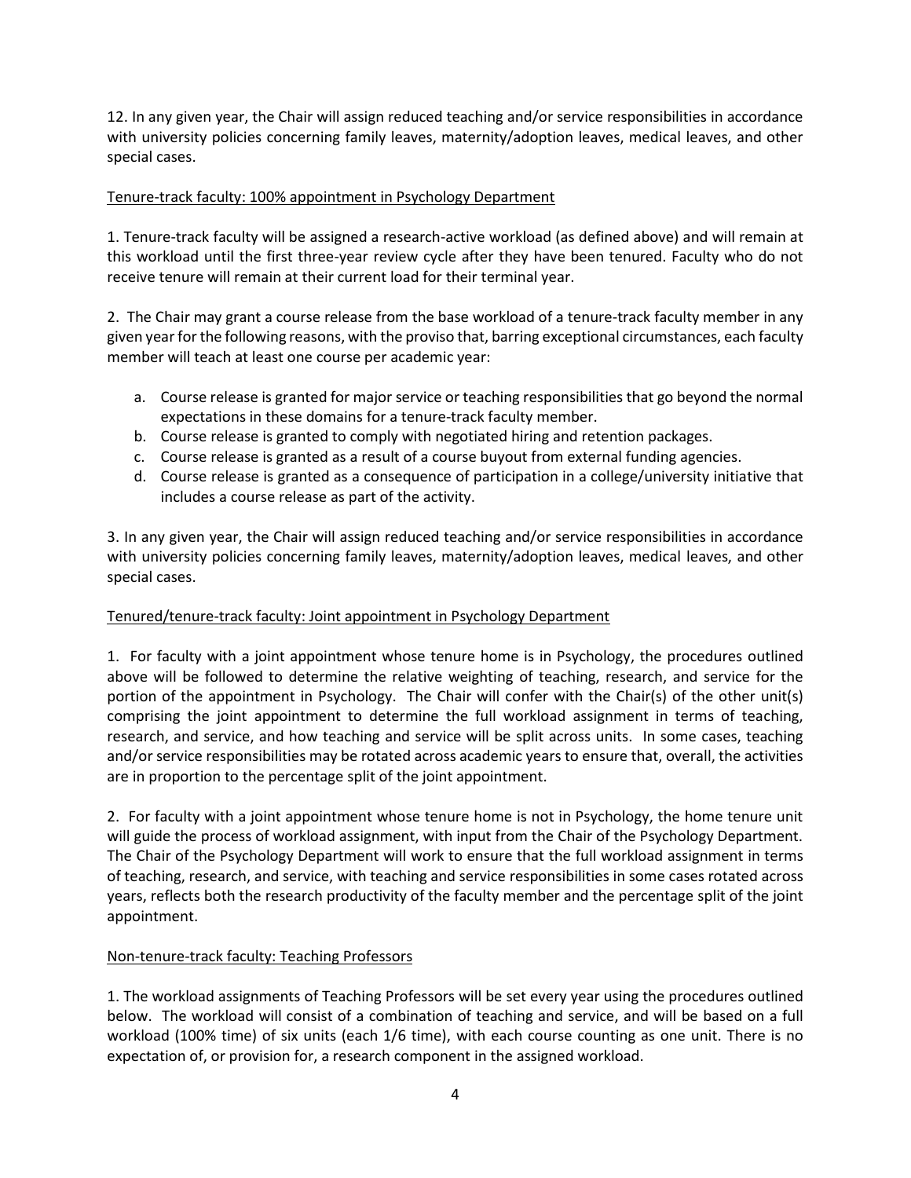12. In any given year, the Chair will assign reduced teaching and/or service responsibilities in accordance with university policies concerning family leaves, maternity/adoption leaves, medical leaves, and other special cases.

<u>Tenure-track faculty: 100% appointment in Psychology Department</u>

1. Tenure-track faculty will be assigned a research-active workload (as defined above) and will remain at this workload until the first three-year review cycle after they have been tenured. Faculty who do not receive tenure will remain at their current load for their terminal year.

2. The Chair may grant a course release from the base workload of a tenure-track faculty member in any given year for the following reasons, with the proviso that, barring exceptional circumstances, each faculty member will teach at least one course per academic year:

   a. Course release is granted for major service or teaching responsibilities that go beyond the normal expectations in these domains for a tenure-track faculty member.
   b. Course release is granted to comply with negotiated hiring and retention packages.
   c. Course release is granted as a result of a course buyout from external funding agencies.
   d. Course release is granted as a consequence of participation in a college/university initiative that includes a course release as part of the activity.

3. In any given year, the Chair will assign reduced teaching and/or service responsibilities in accordance with university policies concerning family leaves, maternity/adoption leaves, medical leaves, and other special cases.

<u>Tenured/tenure-track faculty: Joint appointment in Psychology Department</u>

1. For faculty with a joint appointment whose tenure home is in Psychology, the procedures outlined above will be followed to determine the relative weighting of teaching, research, and service for the portion of the appointment in Psychology. The Chair will confer with the Chair(s) of the other unit(s) comprising the joint appointment to determine the full workload assignment in terms of teaching, research, and service, and how teaching and service will be split across units. In some cases, teaching and/or service responsibilities may be rotated across academic years to ensure that, overall, the activities are in proportion to the percentage split of the joint appointment.

2. For faculty with a joint appointment whose tenure home is not in Psychology, the home tenure unit will guide the process of workload assignment, with input from the Chair of the Psychology Department. The Chair of the Psychology Department will work to ensure that the full workload assignment in terms of teaching, research, and service, with teaching and service responsibilities in some cases rotated across years, reflects both the research productivity of the faculty member and the percentage split of the joint appointment.

<u>Non-tenure-track faculty: Teaching Professors</u>

1. The workload assignments of Teaching Professors will be set every year using the procedures outlined below. The workload will consist of a combination of teaching and service, and will be based on a full workload (100% time) of six units (each 1/6 time), with each course counting as one unit. There is no expectation of, or provision for, a research component in the assigned workload.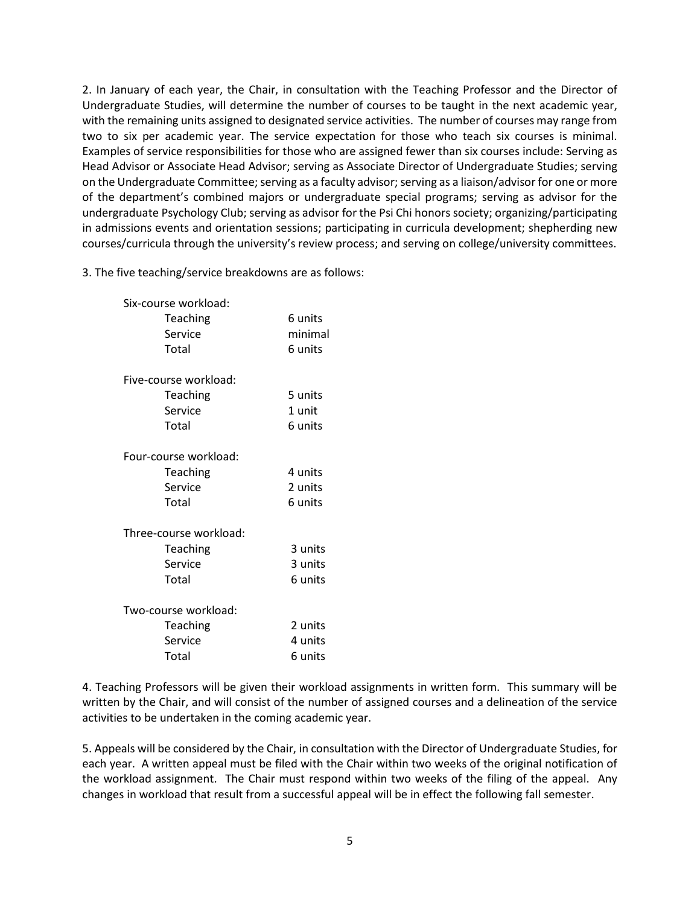2. In January of each year, the Chair, in consultation with the Teaching Professor and the Director of Undergraduate Studies, will determine the number of courses to be taught in the next academic year, with the remaining units assigned to designated service activities. The number of courses may range from two to six per academic year. The service expectation for those who teach six courses is minimal. Examples of service responsibilities for those who are assigned fewer than six courses include: Serving as Head Advisor or Associate Head Advisor; serving as Associate Director of Undergraduate Studies; serving on the Undergraduate Committee; serving as a faculty advisor; serving as a liaison/advisor for one or more of the department's combined majors or undergraduate special programs; serving as advisor for the undergraduate Psychology Club; serving as advisor for the Psi Chi honors society; organizing/participating in admissions events and orientation sessions; participating in curricula development; shepherding new courses/curricula through the university's review process; and serving on college/university committees.

3. The five teaching/service breakdowns are as follows:

| Workload | |
|---|---|
| **Six-course workload:** | |
| Teaching | 6 units |
| Service | minimal |
| Total | 6 units |
| **Five-course workload:** | |
| Teaching | 5 units |
| Service | 1 unit |
| Total | 6 units |
| **Four-course workload:** | |
| Teaching | 4 units |
| Service | 2 units |
| Total | 6 units |
| **Three-course workload:** | |
| Teaching | 3 units |
| Service | 3 units |
| Total | 6 units |
| **Two-course workload:** | |
| Teaching | 2 units |
| Service | 4 units |
| Total | 6 units |

4. Teaching Professors will be given their workload assignments in written form. This summary will be written by the Chair, and will consist of the number of assigned courses and a delineation of the service activities to be undertaken in the coming academic year.

5. Appeals will be considered by the Chair, in consultation with the Director of Undergraduate Studies, for each year. A written appeal must be filed with the Chair within two weeks of the original notification of the workload assignment. The Chair must respond within two weeks of the filing of the appeal. Any changes in workload that result from a successful appeal will be in effect the following fall semester.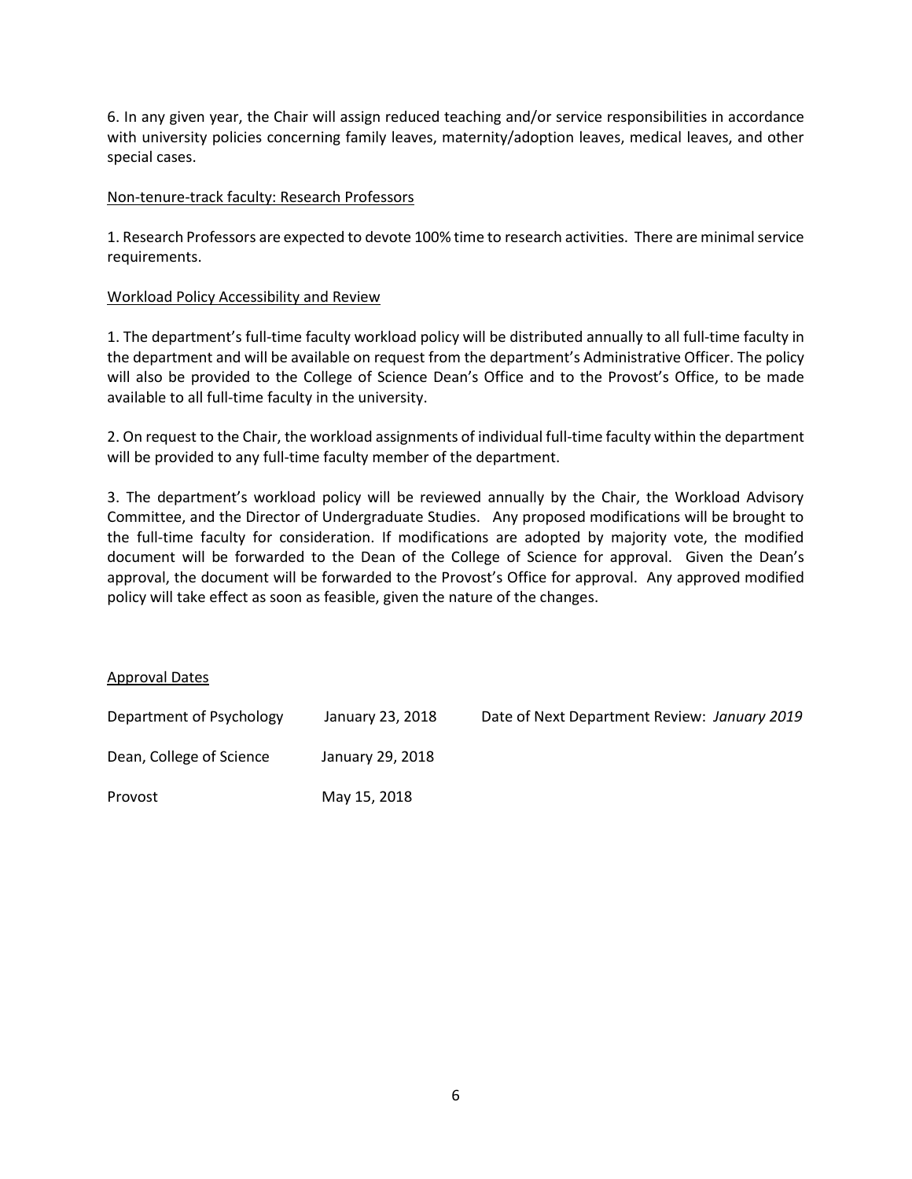6. In any given year, the Chair will assign reduced teaching and/or service responsibilities in accordance with university policies concerning family leaves, maternity/adoption leaves, medical leaves, and other special cases.

<u>Non-tenure-track faculty: Research Professors</u>

1. Research Professors are expected to devote 100% time to research activities. There are minimal service requirements.

<u>Workload Policy Accessibility and Review</u>

1. The department's full-time faculty workload policy will be distributed annually to all full-time faculty in the department and will be available on request from the department's Administrative Officer. The policy will also be provided to the College of Science Dean's Office and to the Provost's Office, to be made available to all full-time faculty in the university.

2. On request to the Chair, the workload assignments of individual full-time faculty within the department will be provided to any full-time faculty member of the department.

3. The department's workload policy will be reviewed annually by the Chair, the Workload Advisory Committee, and the Director of Undergraduate Studies. Any proposed modifications will be brought to the full-time faculty for consideration. If modifications are adopted by majority vote, the modified document will be forwarded to the Dean of the College of Science for approval. Given the Dean's approval, the document will be forwarded to the Provost's Office for approval. Any approved modified policy will take effect as soon as feasible, given the nature of the changes.

<u>Approval Dates</u>

| | | |
|---|---|---|
| Department of Psychology | January 23, 2018 | Date of Next Department Review: *January 2019* |
| Dean, College of Science | January 29, 2018 | |
| Provost | May 15, 2018 | |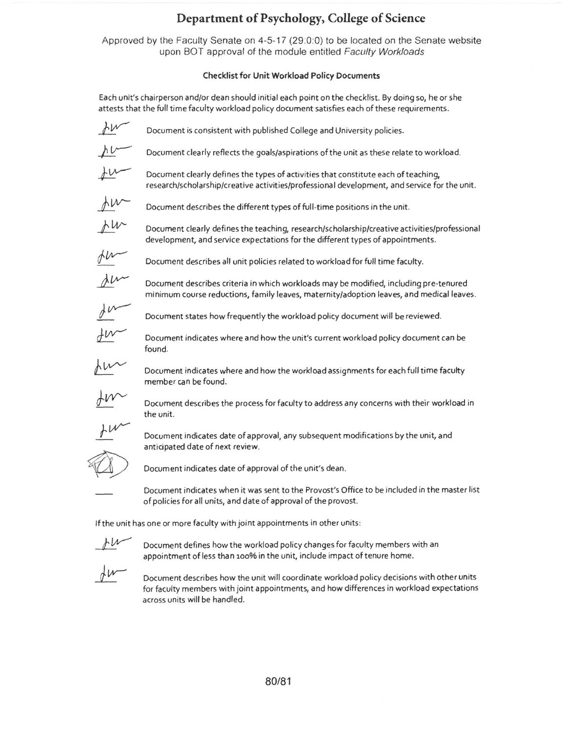# Department of Psychology, College of Science

Approved by the Faculty Senate on 4-5-17 (29:0:0) to be located on the Senate website upon BOT approval of the module entitled *Faculty Workloads*

### Checklist for Unit Workload Policy Documents

Each unit's chairperson and/or dean should initial each point on the checklist. By doing so, he or she attests that the full time faculty workload policy document satisfies each of these requirements.

- Document is consistent with published College and University policies.
- Document clearly reflects the goals/aspirations of the unit as these relate to workload.
- Document clearly defines the types of activities that constitute each of teaching, research/scholarship/creative activities/professional development, and service for the unit.
- Document describes the different types of full-time positions in the unit.
- Document clearly defines the teaching, research/scholarship/creative activities/professional development, and service expectations for the different types of appointments.
- Document describes all unit policies related to workload for full time faculty.
- Document describes criteria in which workloads may be modified, including pre-tenured minimum course reductions, family leaves, maternity/adoption leaves, and medical leaves.
- Document states how frequently the workload policy document will be reviewed.
- Document indicates where and how the unit's current workload policy document can be found.
- Document indicates where and how the workload assignments for each full time faculty member can be found.
- Document describes the process for faculty to address any concerns with their workload in the unit.
- Document indicates date of approval, any subsequent modifications by the unit, and anticipated date of next review.
- Document indicates date of approval of the unit's dean.
- Document indicates when it was sent to the Provost's Office to be included in the master list of policies for all units, and date of approval of the provost.

If the unit has one or more faculty with joint appointments in other units:

- Document defines how the workload policy changes for faculty members with an appointment of less than 100% in the unit, include impact of tenure home.
- Document describes how the unit will coordinate workload policy decisions with other units for faculty members with joint appointments, and how differences in workload expectations across units will be handled.